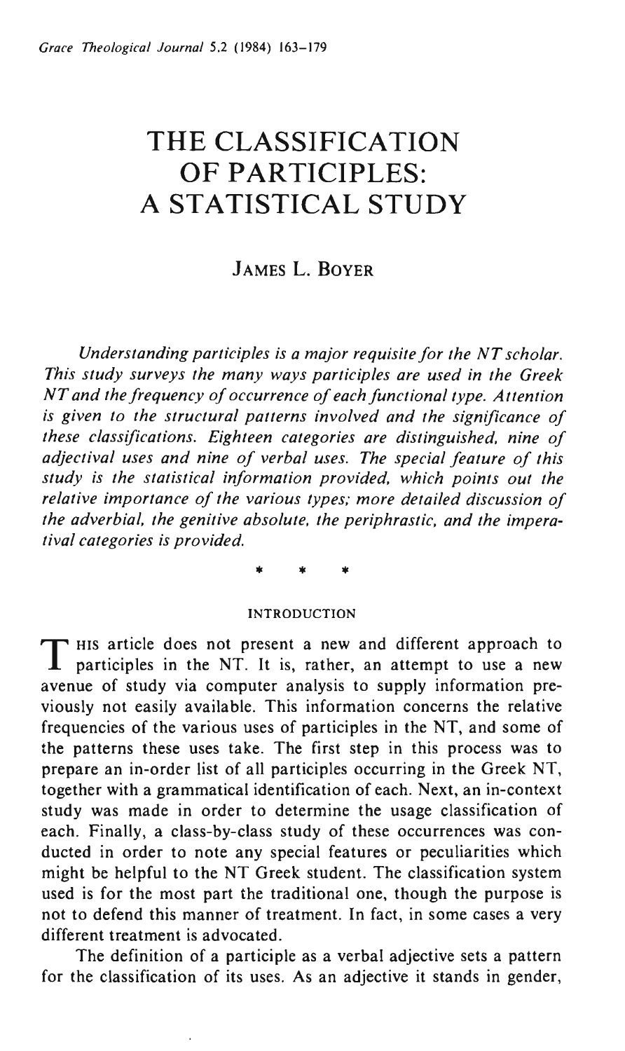# THE CLASSIFICATION OF PARTICIPLES: A STATISTICAL STUDY

## JAMES L. BOYER

*Understanding participles is a major requisite for the NT scholar. This study surveys the many ways participles are used in the Greek NT and the frequency of occurrence of each functional type. Attention is given to the structural patterns involved and the significance of these classifications. Eighteen categories are distinguished, nine of adjectival uses and nine of verbal uses. The special feature of this study is the statistical information provided, which points out the relative importance of the various types; more detailed discussion of the adverbial, the genitive absolute, the periphrastic, and the imperatival categories is provided.*

\* \* \*

### INTRODUCTION

This article does not present a new and different approach to participles in the NT. It is, rather, an attempt to use a new avenue of study via computer analysis to supply information previously not easily available. This information concerns the relative frequencies of the various uses of participles in the NT, and some of the patterns these uses take. The first step in this process was to prepare an in-order list of all participles occurring in the Greek NT, together with a grammatical identification of each. Next, an in-context study was made in order to determine the usage classification of each. Finally, a class-by-class study of these occurrences was conducted in order to note any special features or peculiarities which might be helpful to the NT Greek student. The classification system used is for the most part the traditional one, though the purpose is not to defend this manner of treatment. In fact, in some cases a very different treatment is advocated.

The definition of a participle as a verbal adjective sets a pattern for the classification of its uses. As an adjective it stands in gender,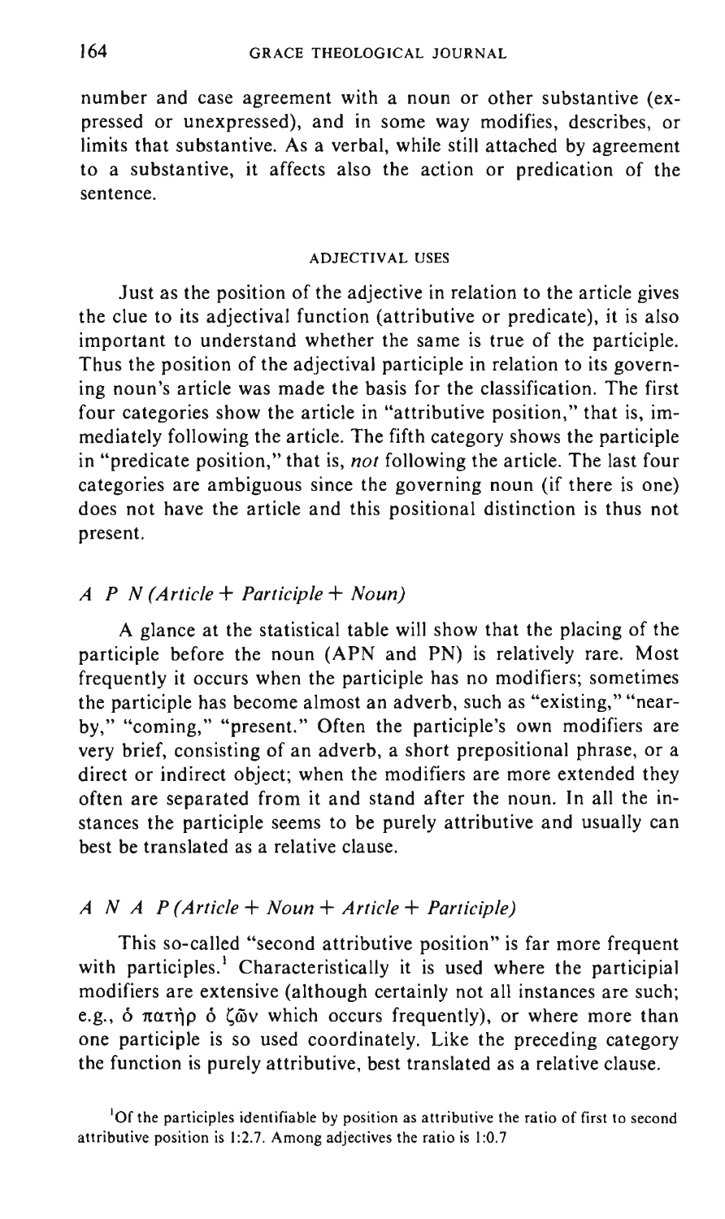number and case agreement with a noun or other substantive (expressed or unexpressed), and in some way modifies, describes, or limits that substantive. As a verbal, while still attached by agreement to a substantive, it affects also the action or predication of the sentence.

## ADJECTIVAL USES

Just as the position of the adjective in relation to the article gives the clue to its adjectival function (attributive or predicate), it is also important to understand whether the same is true of the participle. Thus the position of the adjectival participle in relation to its governing noun's article was made the basis for the classification. The first four categories show the article in "attributive position," that is, immediately following the article. The fifth category shows the participle in "predicate position," that is, *not* following the article. The last four categories are ambiguous since the governing noun (if there is one) does not have the article and this positional distinction is thus not present.

### *A P N (Article + Participle + Noun)*

A glance at the statistical table will show that the placing of the participle before the noun (APN and PN) is relatively rare. Most frequently it occurs when the participle has no modifiers; sometimes the participle has become almost an adverb, such as "existing," "nearby," "coming," "present." Often the participle's own modifiers are very brief, consisting of an adverb, a short prepositional phrase, or a direct or indirect object; when the modifiers are more extended they often are separated from it and stand after the noun. In all the instances the participle seems to be purely attributive and usually can best be translated as a relative clause.

### *A N A P (Article + Noun + Article + Participle)*

This so-called "second attributive position" is far more frequent with participles.[1] Characteristically it is used where the participial modifiers are extensive (although certainly not all instances are such; e.g., ὁ πατὴρ ὁ ζῶν which occurs frequently), or where more than one participle is so used coordinately. Like the preceding category the function is purely attributive, best translated as a relative clause.

[1] Of the participles identifiable by position as attributive the ratio of first to second attributive position is 1:2.7. Among adjectives the ratio is 1:0.7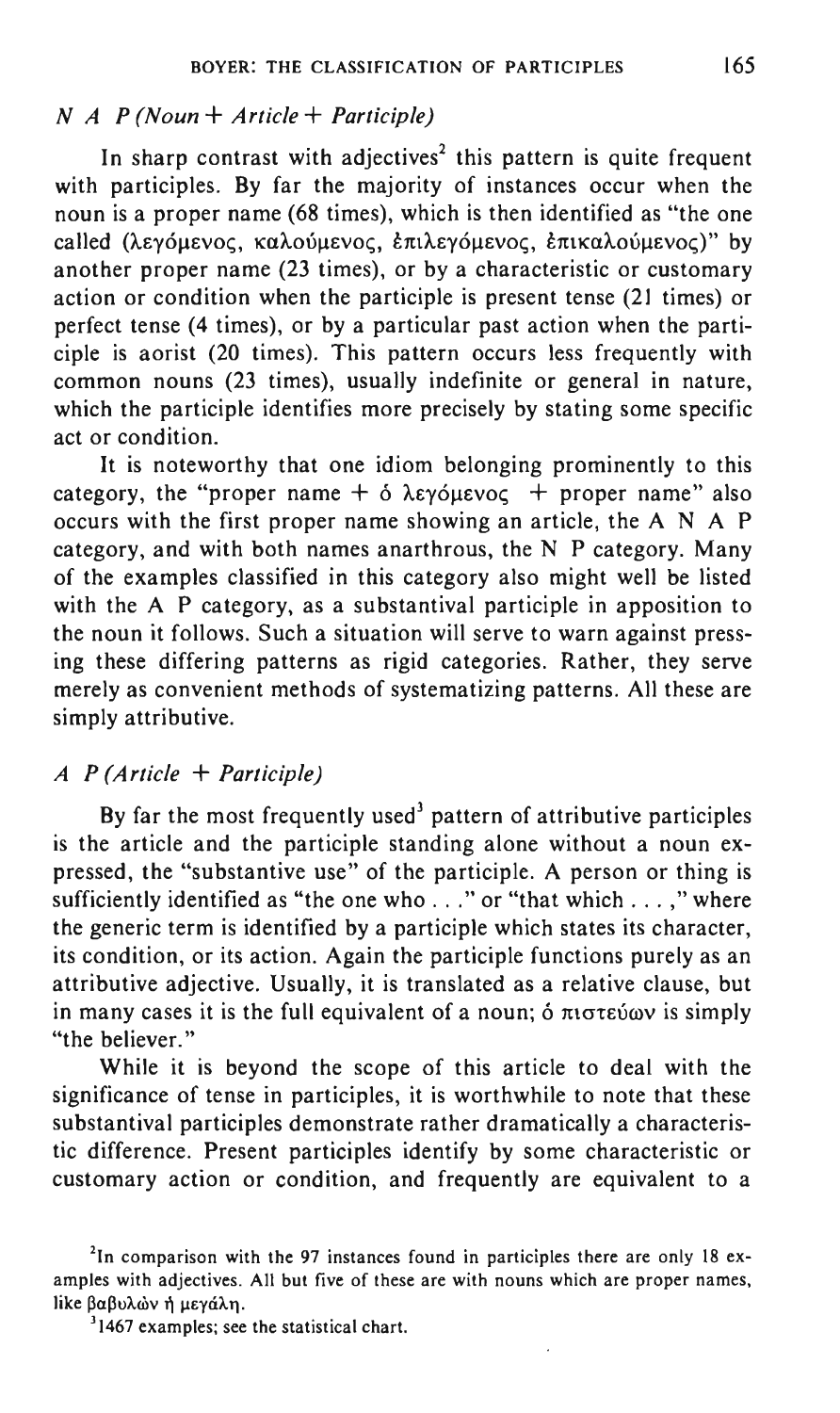### *N A P (Noun + Article + Participle)*

In sharp contrast with adjectives[2] this pattern is quite frequent with participles. By far the majority of instances occur when the noun is a proper name (68 times), which is then identified as "the one called (λεγόμενος, καλούμενος, ἐπιλεγόμενος, ἐπικαλούμενος)" by another proper name (23 times), or by a characteristic or customary action or condition when the participle is present tense (21 times) or perfect tense (4 times), or by a particular past action when the participle is aorist (20 times). This pattern occurs less frequently with common nouns (23 times), usually indefinite or general in nature, which the participle identifies more precisely by stating some specific act or condition.

It is noteworthy that one idiom belonging prominently to this category, the "proper name + ὁ λεγόμενος + proper name" also occurs with the first proper name showing an article, the A N A P category, and with both names anarthrous, the N P category. Many of the examples classified in this category also might well be listed with the A P category, as a substantival participle in apposition to the noun it follows. Such a situation will serve to warn against pressing these differing patterns as rigid categories. Rather, they serve merely as convenient methods of systematizing patterns. All these are simply attributive.

### *A P (Article + Participle)*

By far the most frequently used[3] pattern of attributive participles is the article and the participle standing alone without a noun expressed, the "substantive use" of the participle. A person or thing is sufficiently identified as "the one who . . ." or "that which . . . ," where the generic term is identified by a participle which states its character, its condition, or its action. Again the participle functions purely as an attributive adjective. Usually, it is translated as a relative clause, but in many cases it is the full equivalent of a noun; ὁ πιστεύων is simply "the believer."

While it is beyond the scope of this article to deal with the significance of tense in participles, it is worthwhile to note that these substantival participles demonstrate rather dramatically a characteristic difference. Present participles identify by some characteristic or customary action or condition, and frequently are equivalent to a

[2]In comparison with the 97 instances found in participles there are only 18 examples with adjectives. All but five of these are with nouns which are proper names, like βαβυλὼν ἡ μεγάλη.

[3]1467 examples; see the statistical chart.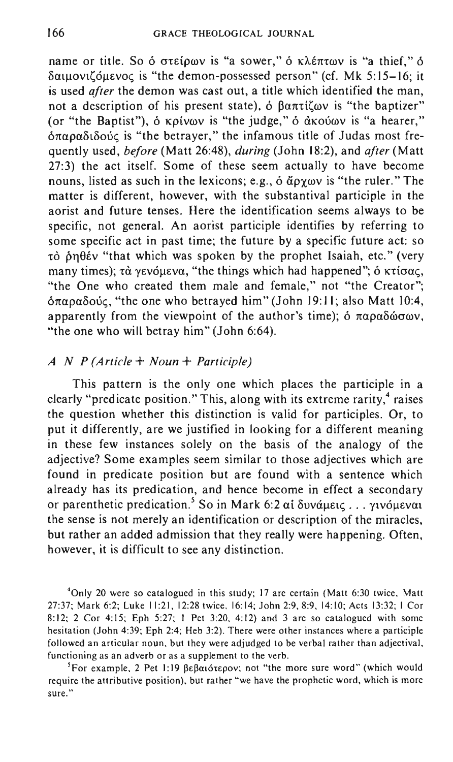name or title. So ὁ σπείρων is "a sower," ὁ κλέπτων is "a thief," ὁ δαιμονιζόμενος is "the demon-possessed person" (cf. Mk 5:15–16; it is used *after* the demon was cast out, a title which identified the man, not a description of his present state), ὁ βαπτίζων is "the baptizer" (or "the Baptist"), ὁ κρίνων is "the judge," ὁ ἀκούων is "a hearer," ὁπαραδιδούς is "the betrayer," the infamous title of Judas most frequently used, *before* (Matt 26:48), *during* (John 18:2), and *after* (Matt 27:3) the act itself. Some of these seem actually to have become nouns, listed as such in the lexicons; e.g., ὁ ἄρχων is "the ruler." The matter is different, however, with the substantival participle in the aorist and future tenses. Here the identification seems always to be specific, not general. An aorist participle identifies by referring to some specific act in past time; the future by a specific future act: so τὸ ῥηθέν "that which was spoken by the prophet Isaiah, etc." (very many times); τὰ γενόμενα, "the things which had happened"; ὁ κτίσας, "the One who created them male and female," not "the Creator"; ὁπαραδούς, "the one who betrayed him" (John 19:11; also Matt 10:4, apparently from the viewpoint of the author's time); ὁ παραδώσων, "the one who will betray him" (John 6:64).

### *A N P (Article + Noun + Participle)*

This pattern is the only one which places the participle in a clearly "predicate position." This, along with its extreme rarity,[4] raises the question whether this distinction is valid for participles. Or, to put it differently, are we justified in looking for a different meaning in these few instances solely on the basis of the analogy of the adjective? Some examples seem similar to those adjectives which are found in predicate position but are found with a sentence which already has its predication, and hence become in effect a secondary or parenthetic predication.[5] So in Mark 6:2 αἱ δυνάμεις . . . γινόμεναι the sense is not merely an identification or description of the miracles, but rather an added admission that they really were happening. Often, however, it is difficult to see any distinction.

[4]Only 20 were so catalogued in this study; 17 are certain (Matt 6:30 twice, Matt 27:37; Mark 6:2; Luke 11:21, 12:28 twice, 16:14; John 2:9, 8:9, 14:10; Acts 13:32; 1 Cor 8:12; 2 Cor 4:15; Eph 5:27; 1 Pet 3:20, 4:12) and 3 are so catalogued with some hesitation (John 4:39; Eph 2:4; Heb 3:2). There were other instances where a participle followed an articular noun, but they were adjudged to be verbal rather than adjectival, functioning as an adverb or as a supplement to the verb.

[5]For example, 2 Pet 1:19 βεβαιότερον; not "the more sure word" (which would require the attributive position), but rather "we have the prophetic word, which is more sure."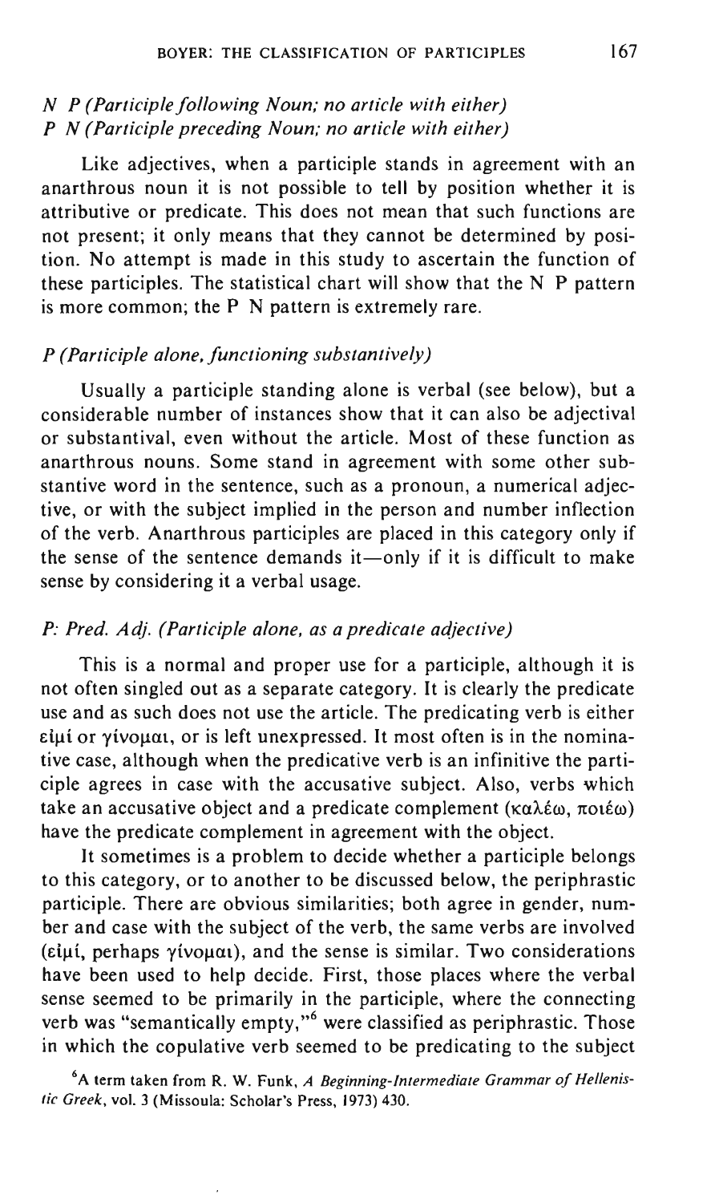*N P (Participle following Noun; no article with either)*
*P N (Participle preceding Noun; no article with either)*

Like adjectives, when a participle stands in agreement with an anarthrous noun it is not possible to tell by position whether it is attributive or predicate. This does not mean that such functions are not present; it only means that they cannot be determined by position. No attempt is made in this study to ascertain the function of these participles. The statistical chart will show that the N P pattern is more common; the P N pattern is extremely rare.

*P (Participle alone, functioning substantively)*

Usually a participle standing alone is verbal (see below), but a considerable number of instances show that it can also be adjectival or substantival, even without the article. Most of these function as anarthrous nouns. Some stand in agreement with some other substantive word in the sentence, such as a pronoun, a numerical adjective, or with the subject implied in the person and number inflection of the verb. Anarthrous participles are placed in this category only if the sense of the sentence demands it—only if it is difficult to make sense by considering it a verbal usage.

*P: Pred. Adj. (Participle alone, as a predicate adjective)*

This is a normal and proper use for a participle, although it is not often singled out as a separate category. It is clearly the predicate use and as such does not use the article. The predicating verb is either εἰμί or γίνομαι, or is left unexpressed. It most often is in the nominative case, although when the predicative verb is an infinitive the participle agrees in case with the accusative subject. Also, verbs which take an accusative object and a predicate complement (καλέω, ποιέω) have the predicate complement in agreement with the object.

It sometimes is a problem to decide whether a participle belongs to this category, or to another to be discussed below, the periphrastic participle. There are obvious similarities; both agree in gender, number and case with the subject of the verb, the same verbs are involved (εἰμί, perhaps γίνομαι), and the sense is similar. Two considerations have been used to help decide. First, those places where the verbal sense seemed to be primarily in the participle, where the connecting verb was "semantically empty,"[6] were classified as periphrastic. Those in which the copulative verb seemed to be predicating to the subject

[6]A term taken from R. W. Funk, *A Beginning-Intermediate Grammar of Hellenistic Greek*, vol. 3 (Missoula: Scholar's Press, 1973) 430.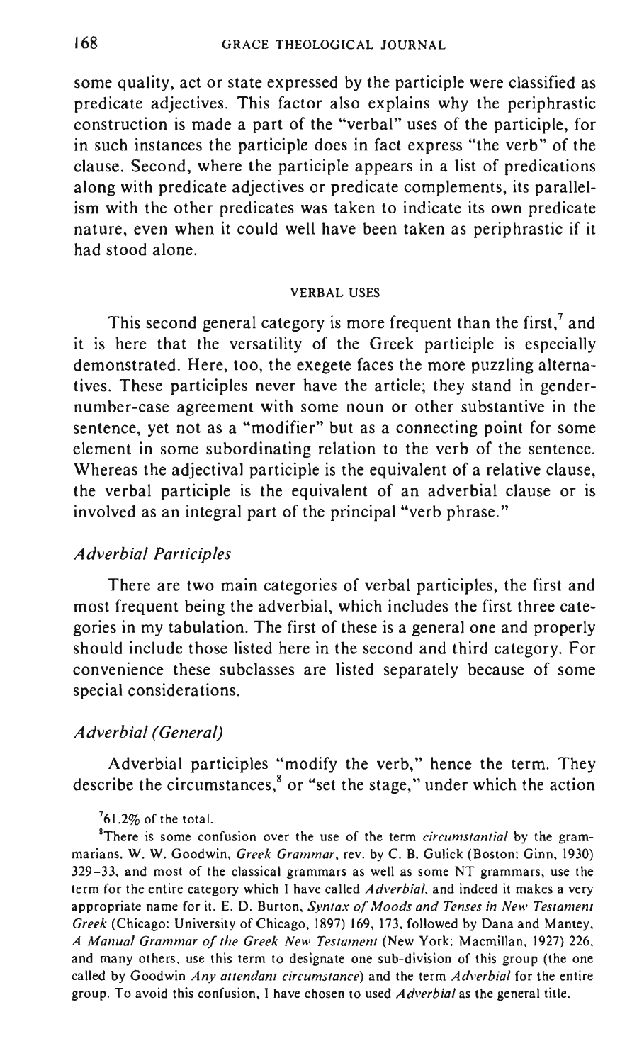some quality, act or state expressed by the participle were classified as predicate adjectives. This factor also explains why the periphrastic construction is made a part of the "verbal" uses of the participle, for in such instances the participle does in fact express "the verb" of the clause. Second, where the participle appears in a list of predications along with predicate adjectives or predicate complements, its parallelism with the other predicates was taken to indicate its own predicate nature, even when it could well have been taken as periphrastic if it had stood alone.

## VERBAL USES

This second general category is more frequent than the first,[7] and it is here that the versatility of the Greek participle is especially demonstrated. Here, too, the exegete faces the more puzzling alternatives. These participles never have the article; they stand in gender-number-case agreement with some noun or other substantive in the sentence, yet not as a "modifier" but as a connecting point for some element in some subordinating relation to the verb of the sentence. Whereas the adjectival participle is the equivalent of a relative clause, the verbal participle is the equivalent of an adverbial clause or is involved as an integral part of the principal "verb phrase."

### *Adverbial Participles*

There are two main categories of verbal participles, the first and most frequent being the adverbial, which includes the first three categories in my tabulation. The first of these is a general one and properly should include those listed here in the second and third category. For convenience these subclasses are listed separately because of some special considerations.

### *Adverbial (General)*

Adverbial participles "modify the verb," hence the term. They describe the circumstances,[8] or "set the stage," under which the action

[7] 61.2% of the total.

[8] There is some confusion over the use of the term *circumstantial* by the grammarians. W. W. Goodwin, *Greek Grammar*, rev. by C. B. Gulick (Boston: Ginn, 1930) 329–33, and most of the classical grammars as well as some NT grammars, use the term for the entire category which I have called *Adverbial*, and indeed it makes a very appropriate name for it. E. D. Burton, *Syntax of Moods and Tenses in New Testament Greek* (Chicago: University of Chicago, 1897) 169, 173, followed by Dana and Mantey, *A Manual Grammar of the Greek New Testament* (New York: Macmillan, 1927) 226, and many others, use this term to designate one sub-division of this group (the one called by Goodwin *Any attendant circumstance*) and the term *Adverbial* for the entire group. To avoid this confusion, I have chosen to used *Adverbial* as the general title.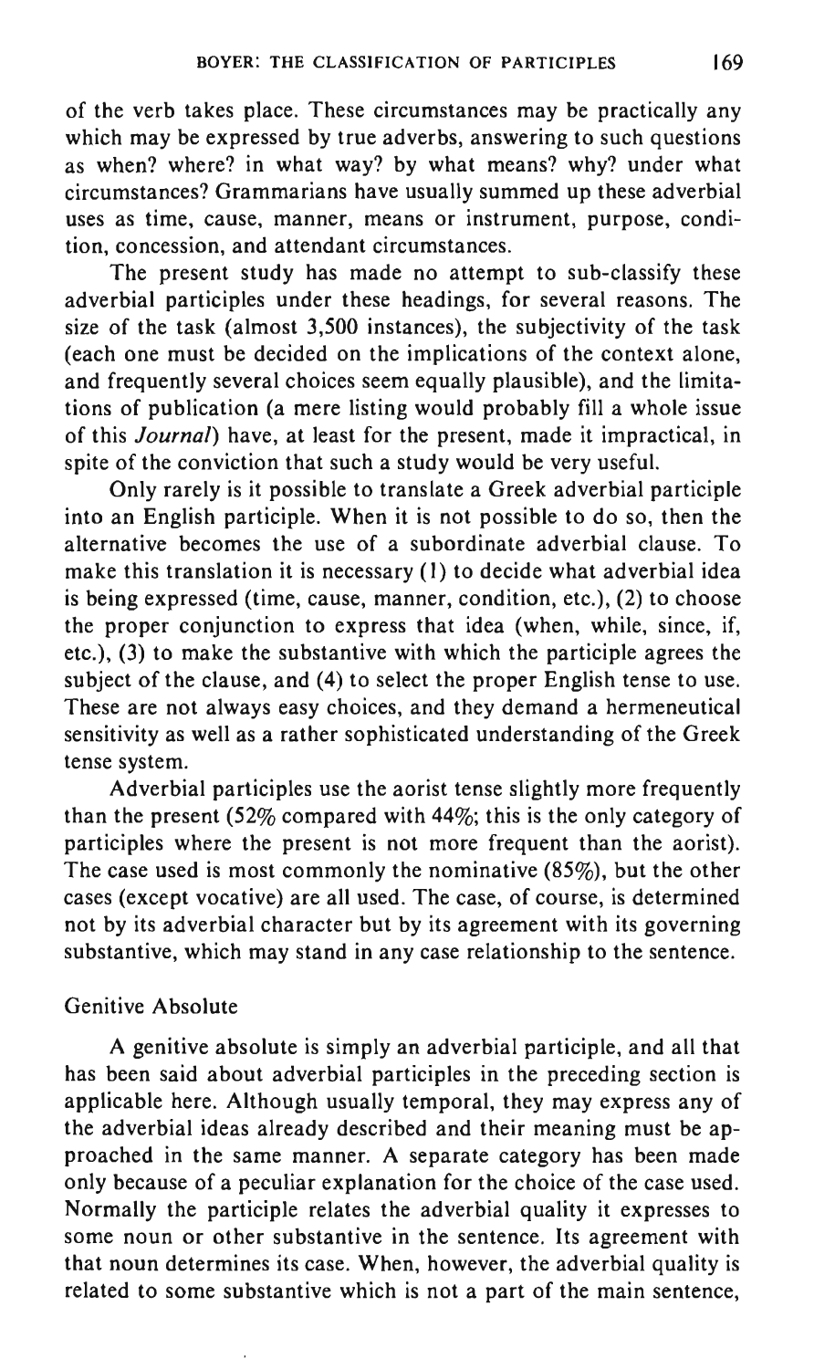of the verb takes place. These circumstances may be practically any which may be expressed by true adverbs, answering to such questions as when? where? in what way? by what means? why? under what circumstances? Grammarians have usually summed up these adverbial uses as time, cause, manner, means or instrument, purpose, condition, concession, and attendant circumstances.

The present study has made no attempt to sub-classify these adverbial participles under these headings, for several reasons. The size of the task (almost 3,500 instances), the subjectivity of the task (each one must be decided on the implications of the context alone, and frequently several choices seem equally plausible), and the limitations of publication (a mere listing would probably fill a whole issue of this *Journal*) have, at least for the present, made it impractical, in spite of the conviction that such a study would be very useful.

Only rarely is it possible to translate a Greek adverbial participle into an English participle. When it is not possible to do so, then the alternative becomes the use of a subordinate adverbial clause. To make this translation it is necessary (1) to decide what adverbial idea is being expressed (time, cause, manner, condition, etc.), (2) to choose the proper conjunction to express that idea (when, while, since, if, etc.), (3) to make the substantive with which the participle agrees the subject of the clause, and (4) to select the proper English tense to use. These are not always easy choices, and they demand a hermeneutical sensitivity as well as a rather sophisticated understanding of the Greek tense system.

Adverbial participles use the aorist tense slightly more frequently than the present (52% compared with 44%; this is the only category of participles where the present is not more frequent than the aorist). The case used is most commonly the nominative (85%), but the other cases (except vocative) are all used. The case, of course, is determined not by its adverbial character but by its agreement with its governing substantive, which may stand in any case relationship to the sentence.

## Genitive Absolute

A genitive absolute is simply an adverbial participle, and all that has been said about adverbial participles in the preceding section is applicable here. Although usually temporal, they may express any of the adverbial ideas already described and their meaning must be approached in the same manner. A separate category has been made only because of a peculiar explanation for the choice of the case used. Normally the participle relates the adverbial quality it expresses to some noun or other substantive in the sentence. Its agreement with that noun determines its case. When, however, the adverbial quality is related to some substantive which is not a part of the main sentence,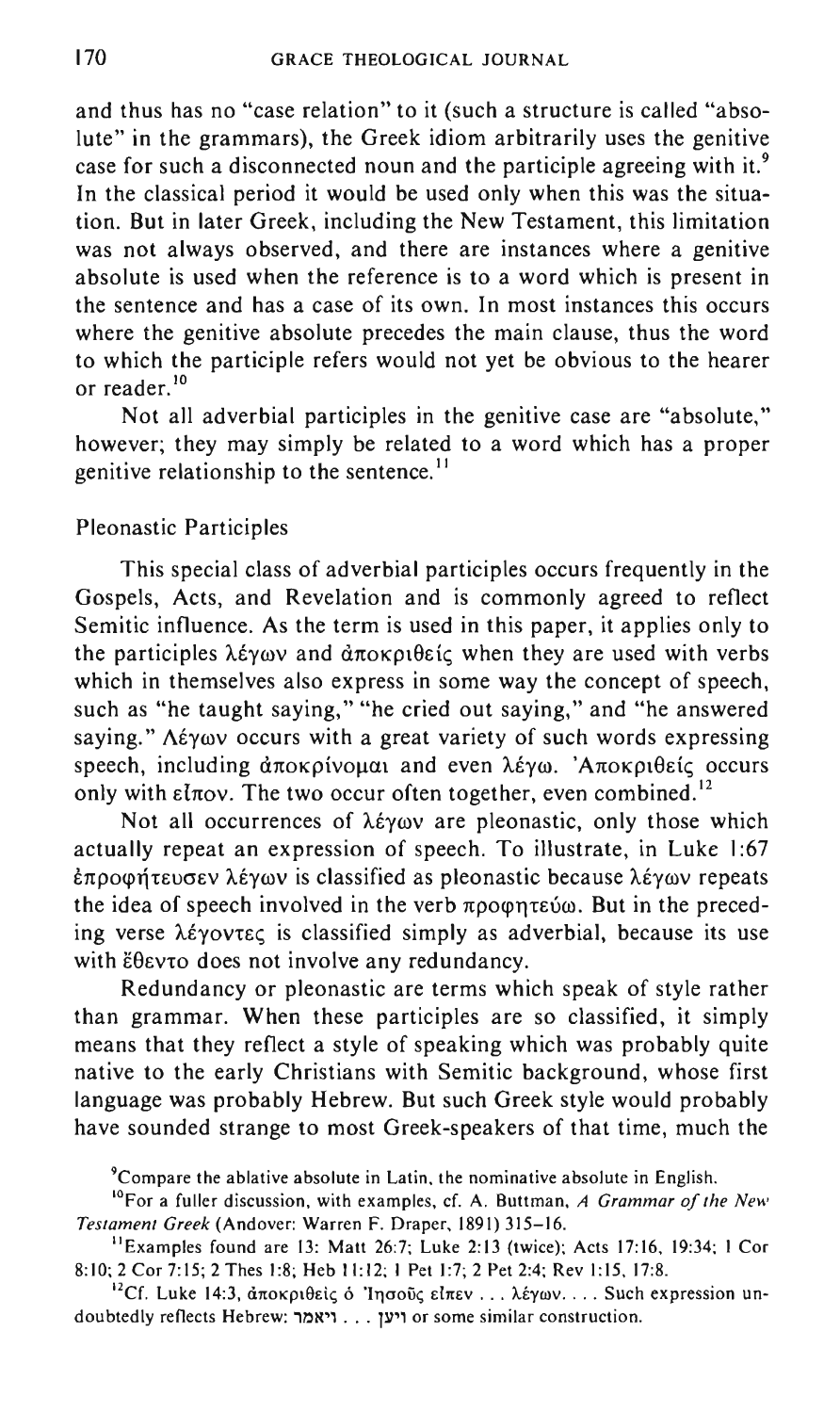and thus has no "case relation" to it (such a structure is called "absolute" in the grammars), the Greek idiom arbitrarily uses the genitive case for such a disconnected noun and the participle agreeing with it.[9] In the classical period it would be used only when this was the situation. But in later Greek, including the New Testament, this limitation was not always observed, and there are instances where a genitive absolute is used when the reference is to a word which is present in the sentence and has a case of its own. In most instances this occurs where the genitive absolute precedes the main clause, thus the word to which the participle refers would not yet be obvious to the hearer or reader.[10]

Not all adverbial participles in the genitive case are "absolute," however; they may simply be related to a word which has a proper genitive relationship to the sentence.[11]

### Pleonastic Participles

This special class of adverbial participles occurs frequently in the Gospels, Acts, and Revelation and is commonly agreed to reflect Semitic influence. As the term is used in this paper, it applies only to the participles λέγων and ἀποκριθείς when they are used with verbs which in themselves also express in some way the concept of speech, such as "he taught saying," "he cried out saying," and "he answered saying." Λέγων occurs with a great variety of such words expressing speech, including ἀποκρίνομαι and even λέγω. Ἀποκριθείς occurs only with εἶπον. The two occur often together, even combined.[12]

Not all occurrences of λέγων are pleonastic, only those which actually repeat an expression of speech. To illustrate, in Luke 1:67 ἐπροφήτευσεν λέγων is classified as pleonastic because λέγων repeats the idea of speech involved in the verb προφητεύω. But in the preceding verse λέγοντες is classified simply as adverbial, because its use with ἔθεντο does not involve any redundancy.

Redundancy or pleonastic are terms which speak of style rather than grammar. When these participles are so classified, it simply means that they reflect a style of speaking which was probably quite native to the early Christians with Semitic background, whose first language was probably Hebrew. But such Greek style would probably have sounded strange to most Greek-speakers of that time, much the

[9]Compare the ablative absolute in Latin, the nominative absolute in English.

[10]For a fuller discussion, with examples, cf. A. Buttman, *A Grammar of the New Testament Greek* (Andover: Warren F. Draper, 1891) 315–16.

[11]Examples found are 13: Matt 26:7; Luke 2:13 (twice); Acts 17:16, 19:34; 1 Cor 8:10; 2 Cor 7:15; 2 Thes 1:8; Heb 11:12; 1 Pet 1:7; 2 Pet 2:4; Rev 1:15, 17:8.

[12]Cf. Luke 14:3, ἀποκριθεὶς ὁ Ἰησοῦς εἶπεν . . . λέγων. . . . Such expression undoubtedly reflects Hebrew: ויען . . . ויאמר or some similar construction.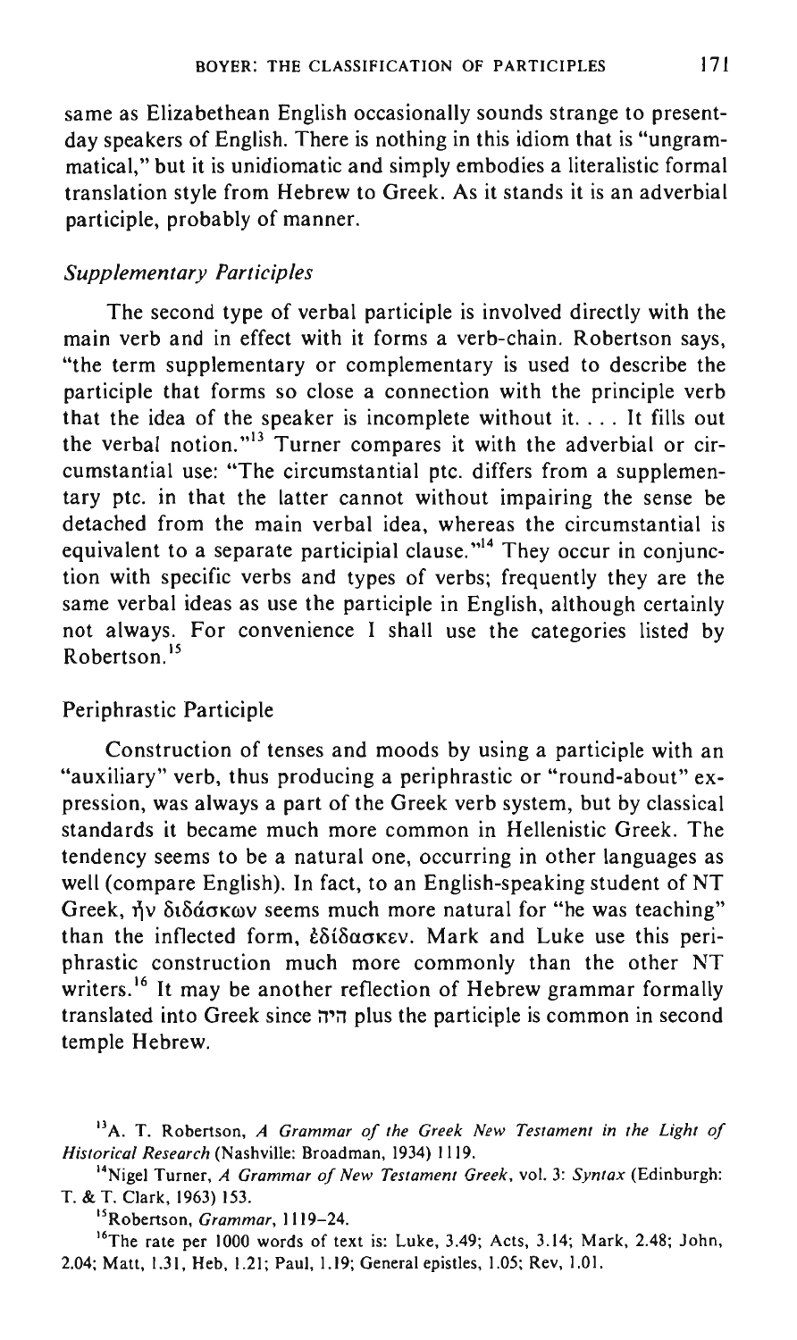same as Elizabethean English occasionally sounds strange to present-day speakers of English. There is nothing in this idiom that is "ungrammatical," but it is unidiomatic and simply embodies a literalistic formal translation style from Hebrew to Greek. As it stands it is an adverbial participle, probably of manner.

### *Supplementary Participles*

The second type of verbal participle is involved directly with the main verb and in effect with it forms a verb-chain. Robertson says, "the term supplementary or complementary is used to describe the participle that forms so close a connection with the principle verb that the idea of the speaker is incomplete without it. . . . It fills out the verbal notion."[13] Turner compares it with the adverbial or circumstantial use: "The circumstantial ptc. differs from a supplementary ptc. in that the latter cannot without impairing the sense be detached from the main verbal idea, whereas the circumstantial is equivalent to a separate participial clause."[14] They occur in conjunction with specific verbs and types of verbs; frequently they are the same verbal ideas as use the participle in English, although certainly not always. For convenience I shall use the categories listed by Robertson.[15]

#### Periphrastic Participle

Construction of tenses and moods by using a participle with an "auxiliary" verb, thus producing a periphrastic or "round-about" expression, was always a part of the Greek verb system, but by classical standards it became much more common in Hellenistic Greek. The tendency seems to be a natural one, occurring in other languages as well (compare English). In fact, to an English-speaking student of NT Greek, ἦν διδάσκων seems much more natural for "he was teaching" than the inflected form, ἐδίδασκεν. Mark and Luke use this periphrastic construction much more commonly than the other NT writers.[16] It may be another reflection of Hebrew grammar formally translated into Greek since היה plus the participle is common in second temple Hebrew.

---

[13] A. T. Robertson, *A Grammar of the Greek New Testament in the Light of Historical Research* (Nashville: Broadman, 1934) 1119.

[14] Nigel Turner, *A Grammar of New Testament Greek*, vol. 3: *Syntax* (Edinburgh: T. & T. Clark, 1963) 153.

[15] Robertson, *Grammar*, 1119–24.

[16] The rate per 1000 words of text is: Luke, 3.49; Acts, 3.14; Mark, 2.48; John, 2.04; Matt, 1.31, Heb, 1.21; Paul, 1.19; General epistles, 1.05; Rev, 1.01.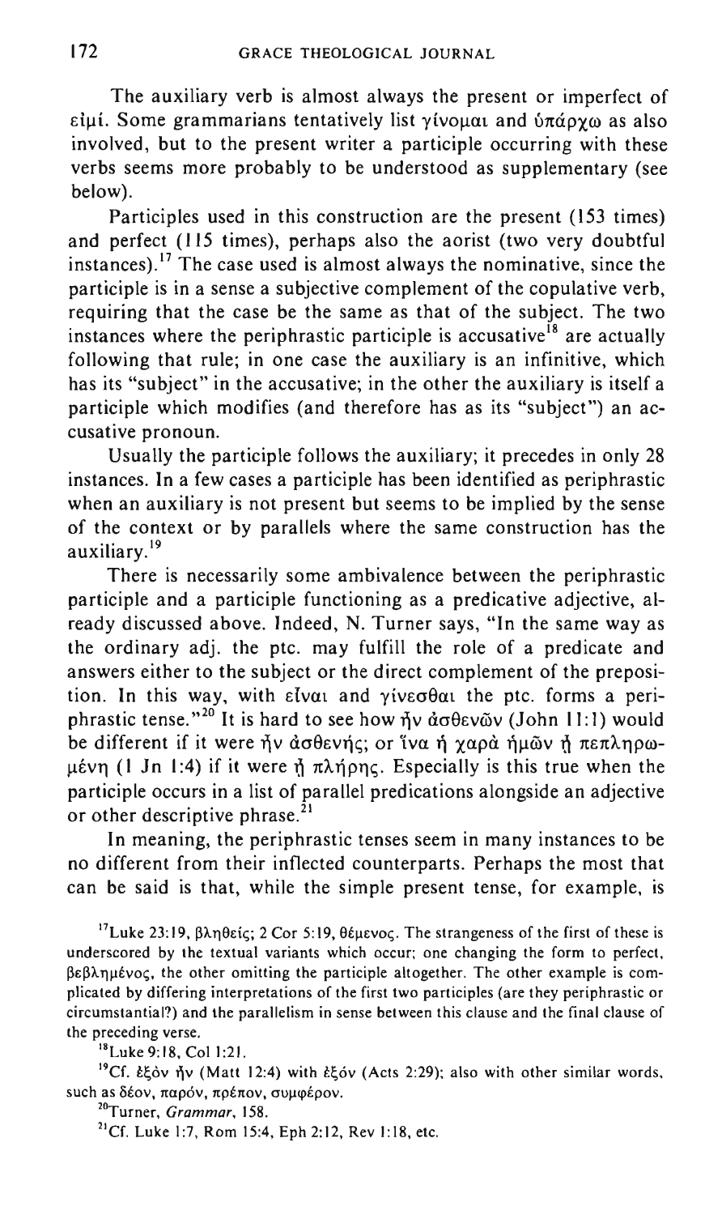The auxiliary verb is almost always the present or imperfect of εἰμί. Some grammarians tentatively list γίνομαι and ὑπάρχω as also involved, but to the present writer a participle occurring with these verbs seems more probably to be understood as supplementary (see below).

Participles used in this construction are the present (153 times) and perfect (115 times), perhaps also the aorist (two very doubtful instances).[17] The case used is almost always the nominative, since the participle is in a sense a subjective complement of the copulative verb, requiring that the case be the same as that of the subject. The two instances where the periphrastic participle is accusative[18] are actually following that rule; in one case the auxiliary is an infinitive, which has its "subject" in the accusative; in the other the auxiliary is itself a participle which modifies (and therefore has as its "subject") an accusative pronoun.

Usually the participle follows the auxiliary; it precedes in only 28 instances. In a few cases a participle has been identified as periphrastic when an auxiliary is not present but seems to be implied by the sense of the context or by parallels where the same construction has the auxiliary.[19]

There is necessarily some ambivalence between the periphrastic participle and a participle functioning as a predicative adjective, already discussed above. Indeed, N. Turner says, "In the same way as the ordinary adj. the ptc. may fulfill the role of a predicate and answers either to the subject or the direct complement of the preposition. In this way, with εἶναι and γίνεσθαι the ptc. forms a periphrastic tense."[20] It is hard to see how ἦν ἀσθενῶν (John 11:1) would be different if it were ἦν ἀσθενής; or ἵνα ἡ χαρὰ ἡμῶν ᾖ πεπληρωμένη (1 Jn 1:4) if it were ᾖ πλήρης. Especially is this true when the participle occurs in a list of parallel predications alongside an adjective or other descriptive phrase.[21]

In meaning, the periphrastic tenses seem in many instances to be no different from their inflected counterparts. Perhaps the most that can be said is that, while the simple present tense, for example, is

---

[17] Luke 23:19, βληθείς; 2 Cor 5:19, θέμενος. The strangeness of the first of these is underscored by the textual variants which occur; one changing the form to perfect, βεβλημένος, the other omitting the participle altogether. The other example is complicated by differing interpretations of the first two participles (are they periphrastic or circumstantial?) and the parallelism in sense between this clause and the final clause of the preceding verse.

[18] Luke 9:18, Col 1:21.

[19] Cf. ἐξὸν ἦν (Matt 12:4) with ἐξόν (Acts 2:29); also with other similar words, such as δέον, παρόν, πρέπον, συμφέρον.

[20] Turner, *Grammar*, 158.

[21] Cf. Luke 1:7, Rom 15:4, Eph 2:12, Rev 1:18, etc.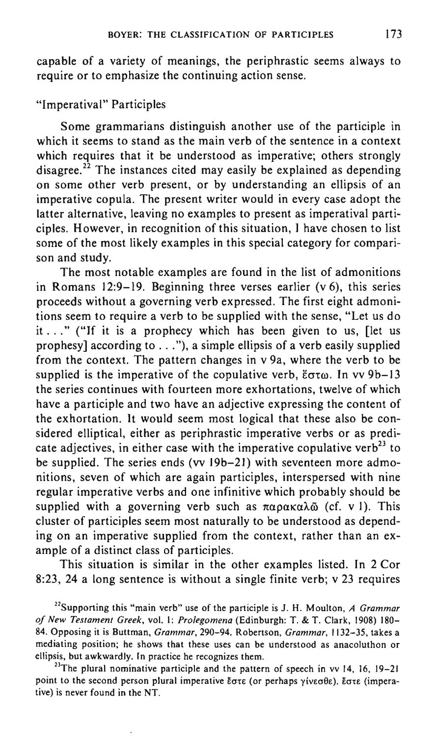capable of a variety of meanings, the periphrastic seems always to require or to emphasize the continuing action sense.

### "Imperatival" Participles

Some grammarians distinguish another use of the participle in which it seems to stand as the main verb of the sentence in a context which requires that it be understood as imperative; others strongly disagree.[22] The instances cited may easily be explained as depending on some other verb present, or by understanding an ellipsis of an imperative copula. The present writer would in every case adopt the latter alternative, leaving no examples to present as imperatival participles. However, in recognition of this situation, I have chosen to list some of the most likely examples in this special category for comparison and study.

The most notable examples are found in the list of admonitions in Romans 12:9–19. Beginning three verses earlier (v 6), this series proceeds without a governing verb expressed. The first eight admonitions seem to require a verb to be supplied with the sense, "Let us do it . . ." ("If it is a prophecy which has been given to us, [let us prophesy] according to . . ."), a simple ellipsis of a verb easily supplied from the context. The pattern changes in v 9a, where the verb to be supplied is the imperative of the copulative verb, ἔστω. In vv 9b–13 the series continues with fourteen more exhortations, twelve of which have a participle and two have an adjective expressing the content of the exhortation. It would seem most logical that these also be considered elliptical, either as periphrastic imperative verbs or as predicate adjectives, in either case with the imperative copulative verb[23] to be supplied. The series ends (vv 19b–21) with seventeen more admonitions, seven of which are again participles, interspersed with nine regular imperative verbs and one infinitive which probably should be supplied with a governing verb such as παρακαλῶ (cf. v 1). This cluster of participles seem most naturally to be understood as depending on an imperative supplied from the context, rather than an example of a distinct class of participles.

This situation is similar in the other examples listed. In 2 Cor 8:23, 24 a long sentence is without a single finite verb; v 23 requires

---

[22] Supporting this "main verb" use of the participle is J. H. Moulton, *A Grammar of New Testament Greek*, vol. I: *Prolegomena* (Edinburgh: T. & T. Clark, 1908) 180–84. Opposing it is Buttman, *Grammar*, 290–94. Robertson, *Grammar*, 1132–35, takes a mediating position; he shows that these uses can be understood as anacoluthon or ellipsis, but awkwardly. In practice he recognizes them.

[23] The plural nominative participle and the pattern of speech in vv 14, 16, 19–21 point to the second person plural imperative ἔστε (or perhaps γίνεσθε). ἔστε (imperative) is never found in the NT.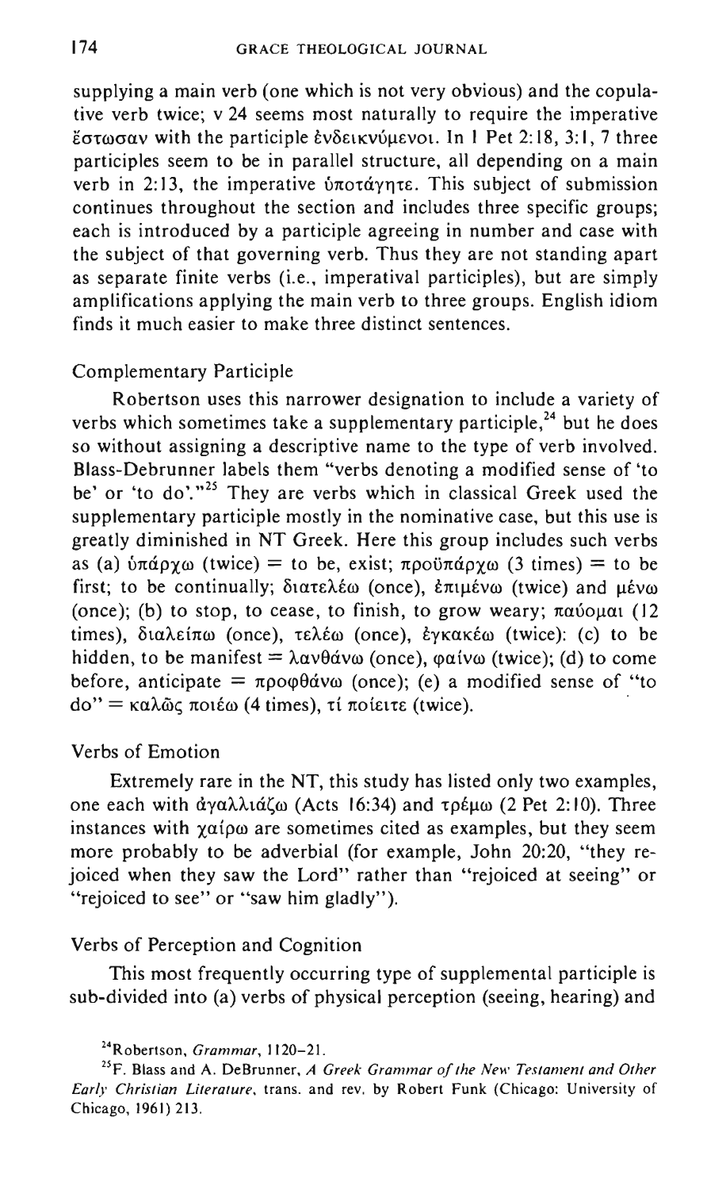supplying a main verb (one which is not very obvious) and the copulative verb twice; v 24 seems most naturally to require the imperative ἔστωσαν with the participle ἐνδεικνύμενοι. In 1 Pet 2:18, 3:1, 7 three participles seem to be in parallel structure, all depending on a main verb in 2:13, the imperative ὑποτάγητε. This subject of submission continues throughout the section and includes three specific groups; each is introduced by a participle agreeing in number and case with the subject of that governing verb. Thus they are not standing apart as separate finite verbs (i.e., imperatival participles), but are simply amplifications applying the main verb to three groups. English idiom finds it much easier to make three distinct sentences.

### Complementary Participle

Robertson uses this narrower designation to include a variety of verbs which sometimes take a supplementary participle,[24] but he does so without assigning a descriptive name to the type of verb involved. Blass-Debrunner labels them "verbs denoting a modified sense of 'to be' or 'to do'."[25] They are verbs which in classical Greek used the supplementary participle mostly in the nominative case, but this use is greatly diminished in NT Greek. Here this group includes such verbs as (a) ὑπάρχω (twice) = to be, exist; προϋπάρχω (3 times) = to be first; to be continually; διατελέω (once), ἐπιμένω (twice) and μένω (once); (b) to stop, to cease, to finish, to grow weary; παύομαι (12 times), διαλείπω (once), τελέω (once), ἐγκακέω (twice): (c) to be hidden, to be manifest = λανθάνω (once), φαίνω (twice); (d) to come before, anticipate = προφθάνω (once); (e) a modified sense of "to do" = καλῶς ποιέω (4 times), τί ποιεῖτε (twice).

### Verbs of Emotion

Extremely rare in the NT, this study has listed only two examples, one each with ἀγαλλιάζω (Acts 16:34) and τρέμω (2 Pet 2:10). Three instances with χαίρω are sometimes cited as examples, but they seem more probably to be adverbial (for example, John 20:20, "they rejoiced when they saw the Lord" rather than "rejoiced at seeing" or "rejoiced to see" or "saw him gladly").

### Verbs of Perception and Cognition

This most frequently occurring type of supplemental participle is sub-divided into (a) verbs of physical perception (seeing, hearing) and

---

[24] Robertson, *Grammar*, 1120–21.

[25] F. Blass and A. DeBrunner, *A Greek Grammar of the New Testament and Other Early Christian Literature*, trans. and rev. by Robert Funk (Chicago: University of Chicago, 1961) 213.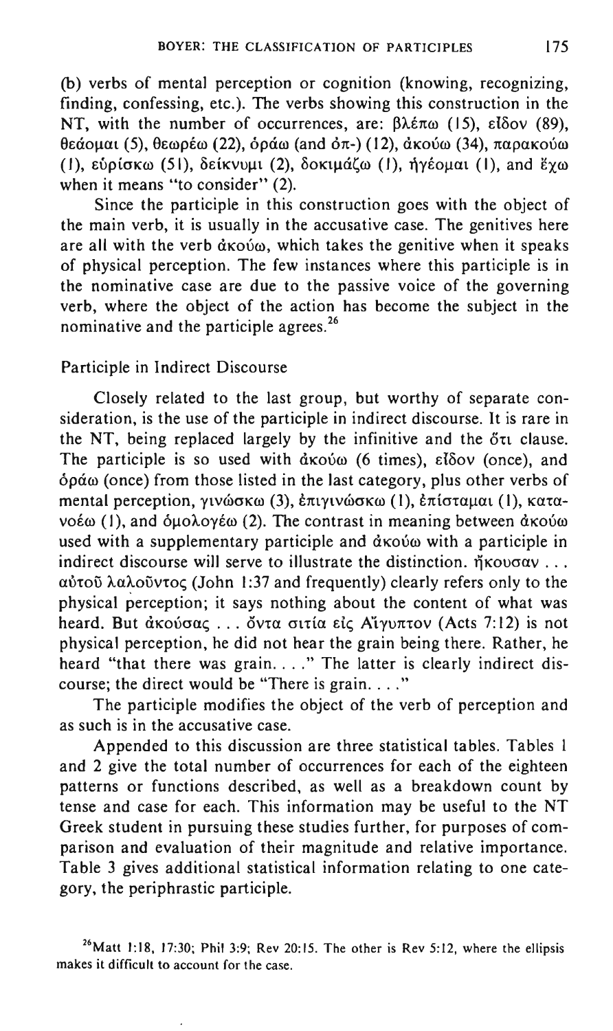(b) verbs of mental perception or cognition (knowing, recognizing, finding, confessing, etc.). The verbs showing this construction in the NT, with the number of occurrences, are: βλέπω (15), εἶδον (89), θεάομαι (5), θεωρέω (22), ὁράω (and ὀπ-) (12), ἀκούω (34), παρακούω (1), εὑρίσκω (51), δείκνυμι (2), δοκιμάζω (1), ἡγέομαι (1), and ἔχω when it means "to consider" (2).

Since the participle in this construction goes with the object of the main verb, it is usually in the accusative case. The genitives here are all with the verb ἀκούω, which takes the genitive when it speaks of physical perception. The few instances where this participle is in the nominative case are due to the passive voice of the governing verb, where the object of the action has become the subject in the nominative and the participle agrees.[26]

Participle in Indirect Discourse

Closely related to the last group, but worthy of separate consideration, is the use of the participle in indirect discourse. It is rare in the NT, being replaced largely by the infinitive and the ὅτι clause. The participle is so used with ἀκούω (6 times), εἶδον (once), and ὁράω (once) from those listed in the last category, plus other verbs of mental perception, γινώσκω (3), ἐπιγινώσκω (1), ἐπίσταμαι (1), κατανοέω (1), and ὁμολογέω (2). The contrast in meaning between ἀκούω used with a supplementary participle and ἀκούω with a participle in indirect discourse will serve to illustrate the distinction. ἤκουσαν . . . αὐτοῦ λαλοῦντος (John 1:37 and frequently) clearly refers only to the physical perception; it says nothing about the content of what was heard. But ἀκούσας . . . ὄντα σιτία εἰς Αἴγυπτον (Acts 7:12) is not physical perception, he did not hear the grain being there. Rather, he heard "that there was grain. . . ." The latter is clearly indirect discourse; the direct would be "There is grain. . . ."

The participle modifies the object of the verb of perception and as such is in the accusative case.

Appended to this discussion are three statistical tables. Tables 1 and 2 give the total number of occurrences for each of the eighteen patterns or functions described, as well as a breakdown count by tense and case for each. This information may be useful to the NT Greek student in pursuing these studies further, for purposes of comparison and evaluation of their magnitude and relative importance. Table 3 gives additional statistical information relating to one category, the periphrastic participle.

[26] Matt 1:18, 17:30; Phil 3:9; Rev 20:15. The other is Rev 5:12, where the ellipsis makes it difficult to account for the case.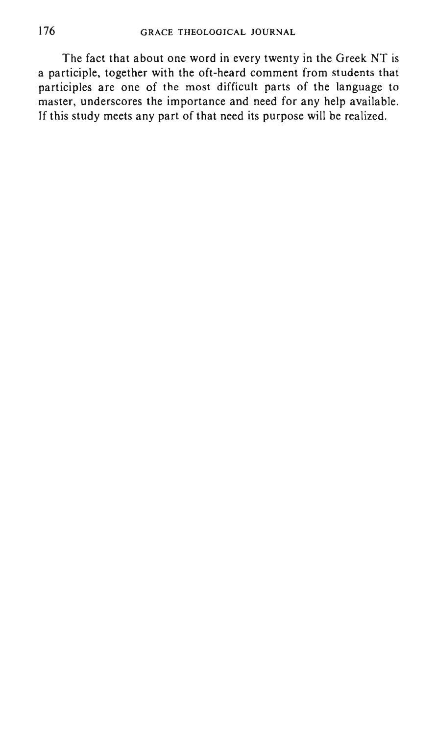The fact that about one word in every twenty in the Greek NT is a participle, together with the oft-heard comment from students that participles are one of the most difficult parts of the language to master, underscores the importance and need for any help available. If this study meets any part of that need its purpose will be realized.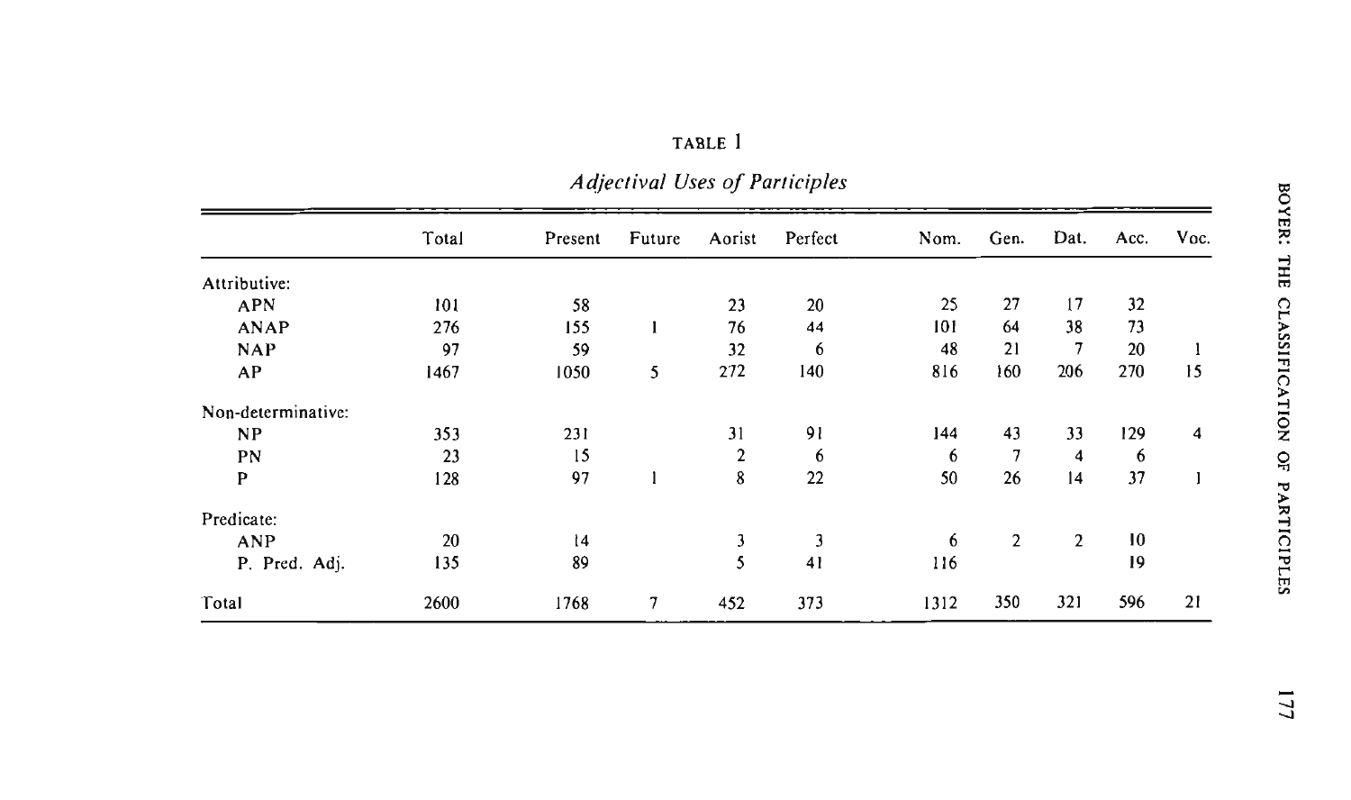TABLE 1

*Adjectival Uses of Participles*

| | Total | Present | Future | Aorist | Perfect | Nom. | Gen. | Dat. | Acc. | Voc. |
|---|---|---|---|---|---|---|---|---|---|---|
| Attributive: | | | | | | | | | | |
| APN | 101 | 58 | | 23 | 20 | 25 | 27 | 17 | 32 | |
| ANAP | 276 | 155 | 1 | 76 | 44 | 101 | 64 | 38 | 73 | |
| NAP | 97 | 59 | | 32 | 6 | 48 | 21 | 7 | 20 | 1 |
| AP | 1467 | 1050 | 5 | 272 | 140 | 816 | 160 | 206 | 270 | 15 |
| Non-determinative: | | | | | | | | | | |
| NP | 353 | 231 | | 31 | 91 | 144 | 43 | 33 | 129 | 4 |
| PN | 23 | 15 | | 2 | 6 | 6 | 7 | 4 | 6 | |
| P | 128 | 97 | 1 | 8 | 22 | 50 | 26 | 14 | 37 | 1 |
| Predicate: | | | | | | | | | | |
| ANP | 20 | 14 | | 3 | 3 | 6 | 2 | 2 | 10 | |
| P. Pred. Adj. | 135 | 89 | | 5 | 41 | 116 | | | 19 | |
| Total | 2600 | 1768 | 7 | 452 | 373 | 1312 | 350 | 321 | 596 | 21 |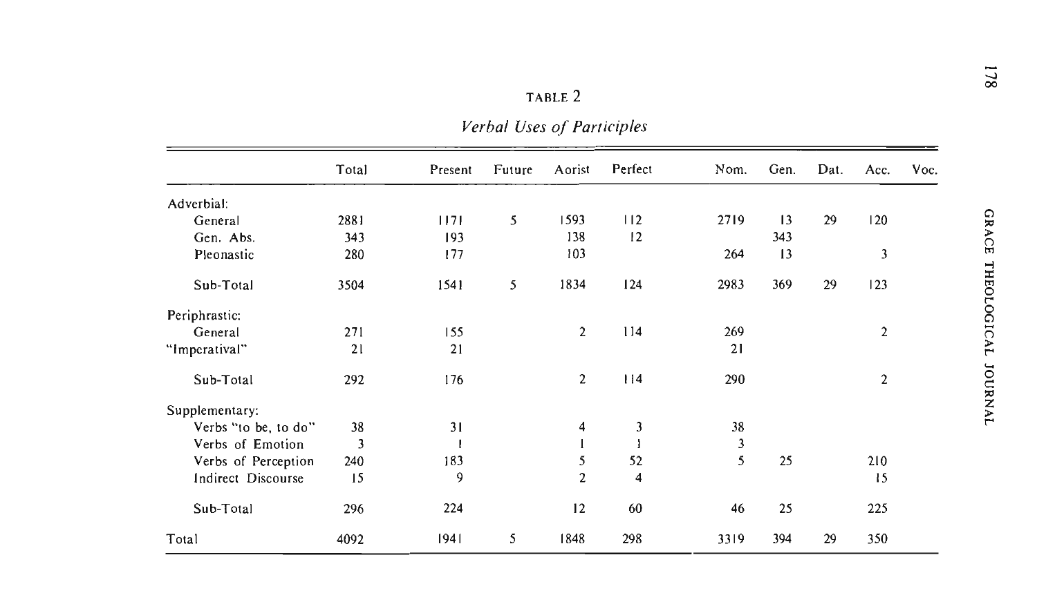TABLE 2

*Verbal Uses of Participles*

| | Total | Present | Future | Aorist | Perfect | Nom. | Gen. | Dat. | Acc. | Voc. |
|---|---|---|---|---|---|---|---|---|---|---|
| Adverbial: | | | | | | | | | | |
| General | 2881 | 1171 | 5 | 1593 | 112 | 2719 | 13 | 29 | 120 | |
| Gen. Abs. | 343 | 193 | | 138 | 12 | | 343 | | | |
| Pleonastic | 280 | 177 | | 103 | | 264 | 13 | | 3 | |
| Sub-Total | 3504 | 1541 | 5 | 1834 | 124 | 2983 | 369 | 29 | 123 | |
| Periphrastic: | | | | | | | | | | |
| General | 271 | 155 | | 2 | 114 | 269 | | | 2 | |
| "Imperatival" | 21 | 21 | | | | 21 | | | | |
| Sub-Total | 292 | 176 | | 2 | 114 | 290 | | | 2 | |
| Supplementary: | | | | | | | | | | |
| Verbs "to be, to do" | 38 | 31 | | 4 | 3 | 38 | | | | |
| Verbs of Emotion | 3 | 1 | | 1 | 1 | 3 | | | | |
| Verbs of Perception | 240 | 183 | | 5 | 52 | 5 | 25 | | 210 | |
| Indirect Discourse | 15 | 9 | | 2 | 4 | | | | 15 | |
| Sub-Total | 296 | 224 | | 12 | 60 | 46 | 25 | | 225 | |
| Total | 4092 | 1941 | 5 | 1848 | 298 | 3319 | 394 | 29 | 350 | |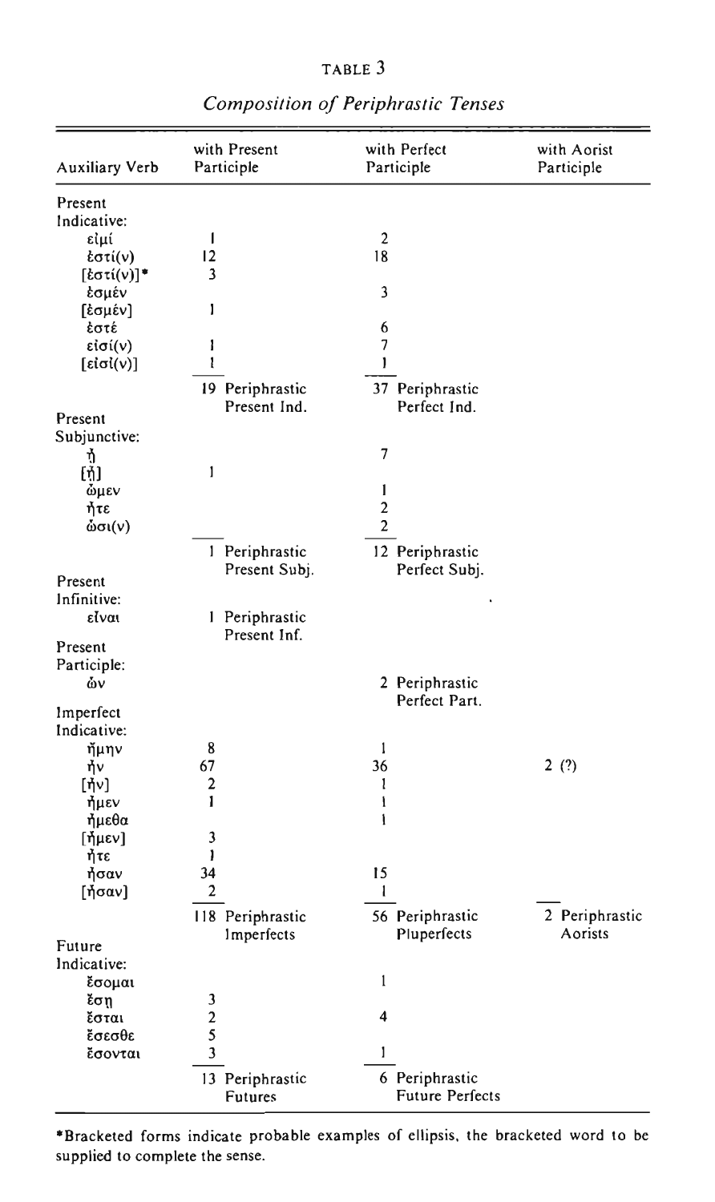TABLE 3

*Composition of Periphrastic Tenses*

| Auxiliary Verb | with Present Participle | with Perfect Participle | with Aorist Participle |
|---|---|---|---|
| Present Indicative: | | | |
| εἰμί | 1 | 2 | |
| ἐστί(ν) | 12 | 18 | |
| [ἐστί(ν)]* | 3 | | |
| ἐσμέν | | 3 | |
| [ἐσμέν] | 1 | | |
| ἐστέ | | 6 | |
| εἰσί(ν) | 1 | 7 | |
| [εἰσί(ν)] | 1 | 1 | |
| | 19 Periphrastic Present Ind. | 37 Periphrastic Perfect Ind. | |
| Present Subjunctive: | | | |
| ᾖ | | 7 | |
| [ᾖ] | 1 | | |
| ὦμεν | | 1 | |
| ἦτε | | 2 | |
| ὦσι(ν) | | 2 | |
| | 1 Periphrastic Present Subj. | 12 Periphrastic Perfect Subj. | |
| Present Infinitive: | | | |
| εἶναι | 1 Periphrastic Present Inf. | | |
| Present Participle: | | | |
| ὤν | | 2 Periphrastic Perfect Part. | |
| Imperfect Indicative: | | | |
| ἤμην | 8 | 1 | |
| ἦν | 67 | 36 | 2 (?) |
| [ἦν] | 2 | 1 | |
| ἦμεν | 1 | 1 | |
| ἤμεθα | | 1 | |
| [ἦμεν] | 3 | | |
| ἦτε | 1 | | |
| ἦσαν | 34 | 15 | |
| [ἦσαν] | 2 | 1 | |
| | 118 Periphrastic Imperfects | 56 Periphrastic Pluperfects | 2 Periphrastic Aorists |
| Future Indicative: | | | |
| ἔσομαι | | 1 | |
| ἔσῃ | 3 | | |
| ἔσται | 2 | 4 | |
| ἔσεσθε | 5 | | |
| ἔσονται | 3 | 1 | |
| | 13 Periphrastic Futures | 6 Periphrastic Future Perfects | |

*Bracketed forms indicate probable examples of ellipsis, the bracketed word to be supplied to complete the sense.